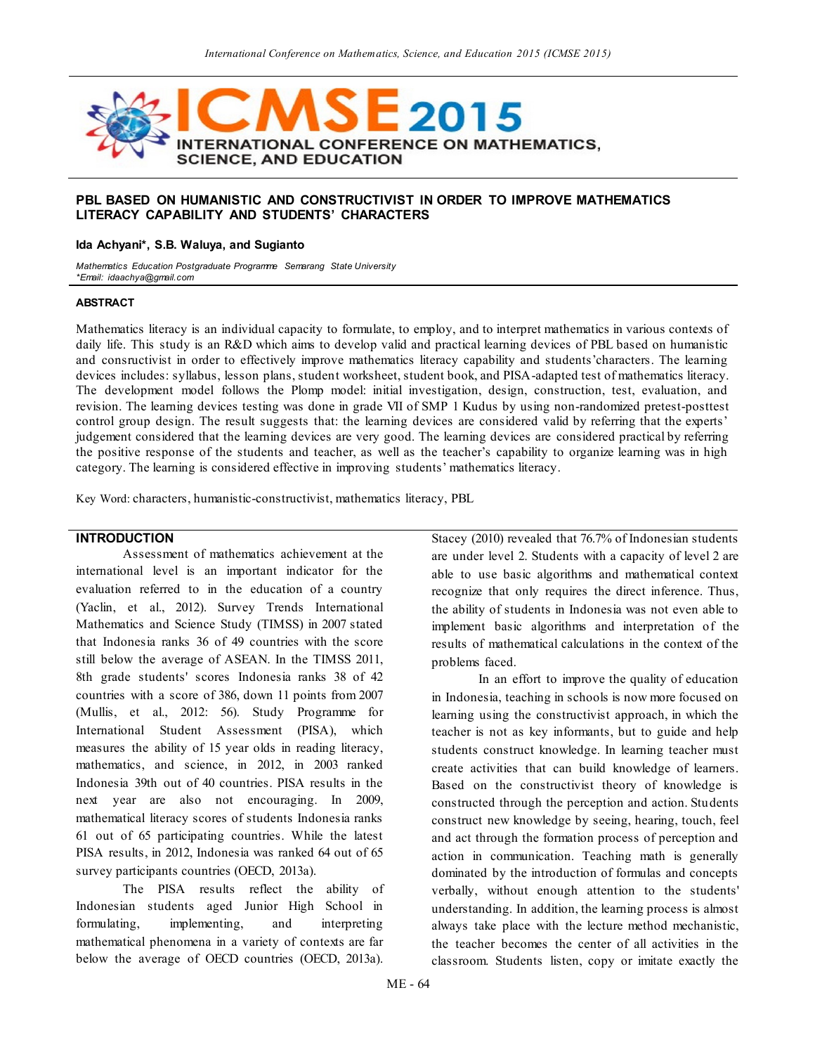# PBL BASED ON HUMANISTIC AND CONSTRUCTIVIST IN ORDER TO IMPROVE MATHEMATICS LITERACY CAPABILITY AND STUDENTS' CHARACTERS

**Ida Achyani\*, S.B. Waluya, and Sugianto**

*Mathematics Education Postgraduate Programme Semarang State University*
*\*Email: idaachya@gmail.com*

## ABSTRACT

Mathematics literacy is an individual capacity to formulate, to employ, and to interpret mathematics in various contexts of daily life. This study is an R&D which aims to develop valid and practical learning devices of PBL based on humanistic and consructivist in order to effectively improve mathematics literacy capability and students'characters. The learning devices includes: syllabus, lesson plans, student worksheet, student book, and PISA-adapted test of mathematics literacy. The development model follows the Plomp model: initial investigation, design, construction, test, evaluation, and revision. The learning devices testing was done in grade VII of SMP 1 Kudus by using non-randomized pretest-posttest control group design. The result suggests that: the learning devices are considered valid by referring that the experts' judgement considered that the learning devices are very good. The learning devices are considered practical by referring the positive response of the students and teacher, as well as the teacher's capability to organize learning was in high category. The learning is considered effective in improving students' mathematics literacy.

Key Word: characters, humanistic-constructivist, mathematics literacy, PBL

## INTRODUCTION

Assessment of mathematics achievement at the international level is an important indicator for the evaluation referred to in the education of a country (Yaclin, et al., 2012). Survey Trends International Mathematics and Science Study (TIMSS) in 2007 stated that Indonesia ranks 36 of 49 countries with the score still below the average of ASEAN. In the TIMSS 2011, 8th grade students' scores Indonesia ranks 38 of 42 countries with a score of 386, down 11 points from 2007 (Mullis, et al., 2012: 56). Study Programme for International Student Assessment (PISA), which measures the ability of 15 year olds in reading literacy, mathematics, and science, in 2012, in 2003 ranked Indonesia 39th out of 40 countries. PISA results in the next year are also not encouraging. In 2009, mathematical literacy scores of students Indonesia ranks 61 out of 65 participating countries. While the latest PISA results, in 2012, Indonesia was ranked 64 out of 65 survey participants countries (OECD, 2013a).

The PISA results reflect the ability of Indonesian students aged Junior High School in formulating, implementing, and interpreting mathematical phenomena in a variety of contexts are far below the average of OECD countries (OECD, 2013a). Stacey (2010) revealed that 76.7% of Indonesian students are under level 2. Students with a capacity of level 2 are able to use basic algorithms and mathematical context recognize that only requires the direct inference. Thus, the ability of students in Indonesia was not even able to implement basic algorithms and interpretation of the results of mathematical calculations in the context of the problems faced.

In an effort to improve the quality of education in Indonesia, teaching in schools is now more focused on learning using the constructivist approach, in which the teacher is not as key informants, but to guide and help students construct knowledge. In learning teacher must create activities that can build knowledge of learners. Based on the constructivist theory of knowledge is constructed through the perception and action. Students construct new knowledge by seeing, hearing, touch, feel and act through the formation process of perception and action in communication. Teaching math is generally dominated by the introduction of formulas and concepts verbally, without enough attention to the students' understanding. In addition, the learning process is almost always take place with the lecture method mechanistic, the teacher becomes the center of all activities in the classroom. Students listen, copy or imitate exactly the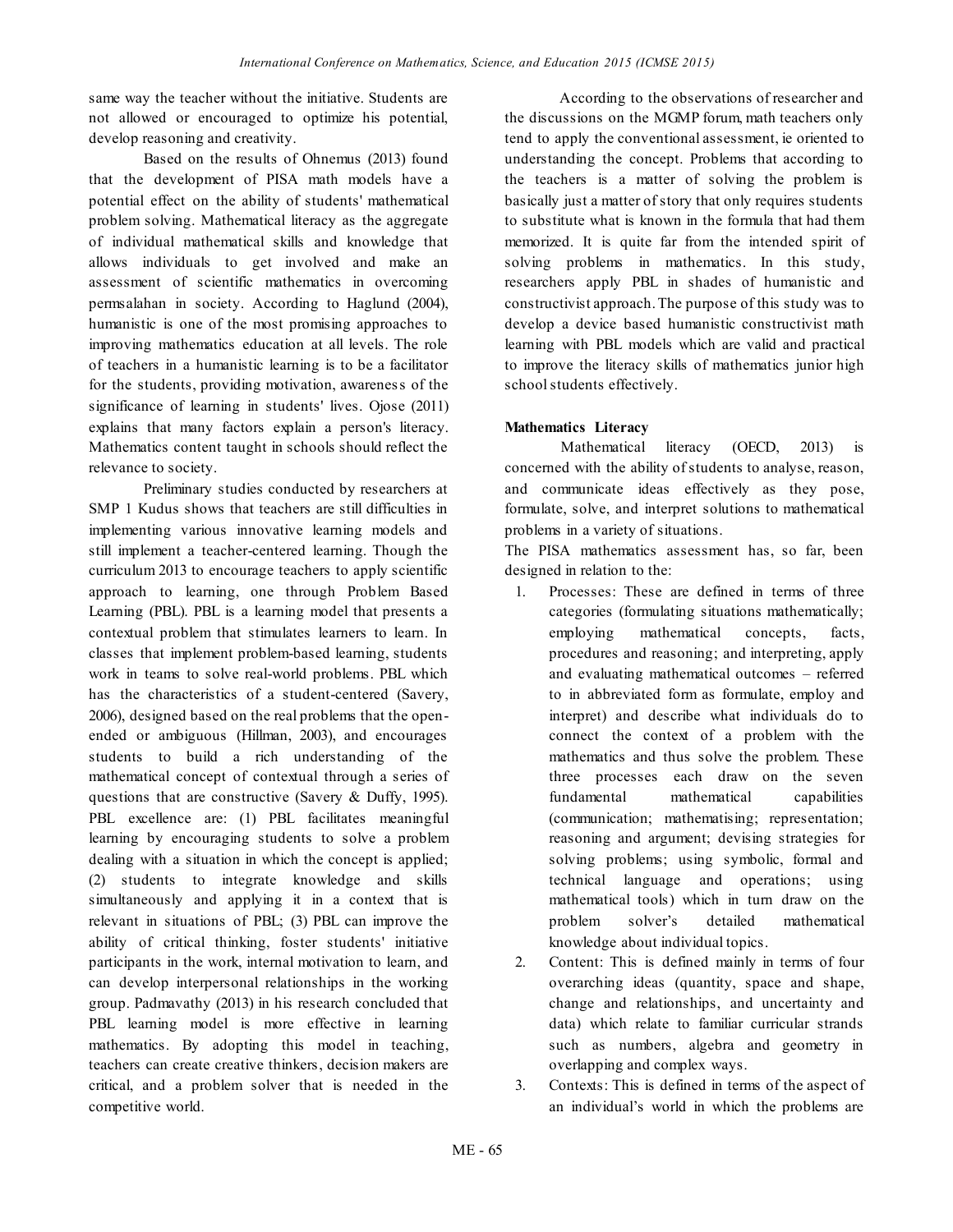same way the teacher without the initiative. Students are not allowed or encouraged to optimize his potential, develop reasoning and creativity.

Based on the results of Ohnemus (2013) found that the development of PISA math models have a potential effect on the ability of students' mathematical problem solving. Mathematical literacy as the aggregate of individual mathematical skills and knowledge that allows individuals to get involved and make an assessment of scientific mathematics in overcoming permsalahan in society. According to Haglund (2004), humanistic is one of the most promising approaches to improving mathematics education at all levels. The role of teachers in a humanistic learning is to be a facilitator for the students, providing motivation, awareness of the significance of learning in students' lives. Ojose (2011) explains that many factors explain a person's literacy. Mathematics content taught in schools should reflect the relevance to society.

Preliminary studies conducted by researchers at SMP 1 Kudus shows that teachers are still difficulties in implementing various innovative learning models and still implement a teacher-centered learning. Though the curriculum 2013 to encourage teachers to apply scientific approach to learning, one through Problem Based Learning (PBL). PBL is a learning model that presents a contextual problem that stimulates learners to learn. In classes that implement problem-based learning, students work in teams to solve real-world problems. PBL which has the characteristics of a student-centered (Savery, 2006), designed based on the real problems that the open-ended or ambiguous (Hillman, 2003), and encourages students to build a rich understanding of the mathematical concept of contextual through a series of questions that are constructive (Savery & Duffy, 1995). PBL excellence are: (1) PBL facilitates meaningful learning by encouraging students to solve a problem dealing with a situation in which the concept is applied; (2) students to integrate knowledge and skills simultaneously and applying it in a context that is relevant in situations of PBL; (3) PBL can improve the ability of critical thinking, foster students' initiative participants in the work, internal motivation to learn, and can develop interpersonal relationships in the working group. Padmavathy (2013) in his research concluded that PBL learning model is more effective in learning mathematics. By adopting this model in teaching, teachers can create creative thinkers, decision makers are critical, and a problem solver that is needed in the competitive world.

According to the observations of researcher and the discussions on the MGMP forum, math teachers only tend to apply the conventional assessment, ie oriented to understanding the concept. Problems that according to the teachers is a matter of solving the problem is basically just a matter of story that only requires students to substitute what is known in the formula that had them memorized. It is quite far from the intended spirit of solving problems in mathematics. In this study, researchers apply PBL in shades of humanistic and constructivist approach. The purpose of this study was to develop a device based humanistic constructivist math learning with PBL models which are valid and practical to improve the literacy skills of mathematics junior high school students effectively.

**Mathematics Literacy**

Mathematical literacy (OECD, 2013) is concerned with the ability of students to analyse, reason, and communicate ideas effectively as they pose, formulate, solve, and interpret solutions to mathematical problems in a variety of situations.

The PISA mathematics assessment has, so far, been designed in relation to the:

1. Processes: These are defined in terms of three categories (formulating situations mathematically; employing mathematical concepts, facts, procedures and reasoning; and interpreting, apply and evaluating mathematical outcomes – referred to in abbreviated form as formulate, employ and interpret) and describe what individuals do to connect the context of a problem with the mathematics and thus solve the problem. These three processes each draw on the seven fundamental mathematical capabilities (communication; mathematising; representation; reasoning and argument; devising strategies for solving problems; using symbolic, formal and technical language and operations; using mathematical tools) which in turn draw on the problem solver's detailed mathematical knowledge about individual topics.
2. Content: This is defined mainly in terms of four overarching ideas (quantity, space and shape, change and relationships, and uncertainty and data) which relate to familiar curricular strands such as numbers, algebra and geometry in overlapping and complex ways.
3. Contexts: This is defined in terms of the aspect of an individual's world in which the problems are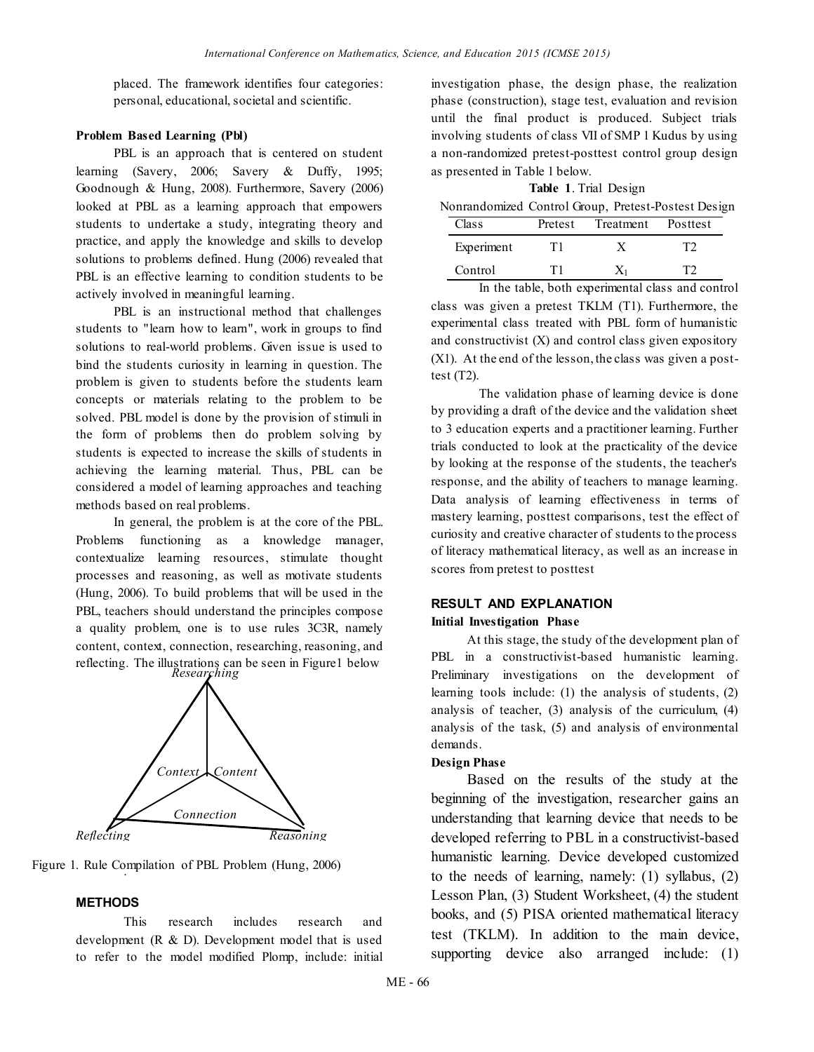placed. The framework identifies four categories: personal, educational, societal and scientific.

**Problem Based Learning (Pbl)**

PBL is an approach that is centered on student learning (Savery, 2006; Savery & Duffy, 1995; Goodnough & Hung, 2008). Furthermore, Savery (2006) looked at PBL as a learning approach that empowers students to undertake a study, integrating theory and practice, and apply the knowledge and skills to develop solutions to problems defined. Hung (2006) revealed that PBL is an effective learning to condition students to be actively involved in meaningful learning.

PBL is an instructional method that challenges students to "learn how to learn", work in groups to find solutions to real-world problems. Given issue is used to bind the students curiosity in learning in question. The problem is given to students before the students learn concepts or materials relating to the problem to be solved. PBL model is done by the provision of stimuli in the form of problems then do problem solving by students is expected to increase the skills of students in achieving the learning material. Thus, PBL can be considered a model of learning approaches and teaching methods based on real problems.

In general, the problem is at the core of the PBL. Problems functioning as a knowledge manager, contextualize learning resources, stimulate thought processes and reasoning, as well as motivate students (Hung, 2006). To build problems that will be used in the PBL, teachers should understand the principles compose a quality problem, one is to use rules 3C3R, namely content, context, connection, researching, reasoning, and reflecting. The illustrations can be seen in Figure1 below

Researching

Context Content

Connection

Reflecting Reasoning

Figure 1. Rule Compilation of PBL Problem (Hung, 2006)

## METHODS

This research includes research and development (R & D). Development model that is used to refer to the model modified Plomp, include: initial investigation phase, the design phase, the realization phase (construction), stage test, evaluation and revision until the final product is produced. Subject trials involving students of class VII of SMP 1 Kudus by using a non-randomized pretest-posttest control group design as presented in Table 1 below.

**Table 1**. Trial Design

Nonrandomized Control Group, Pretest-Posttest Design

| Class | Pretest | Treatment | Posttest |
|---|---|---|---|
| Experiment | T1 | X | T2 |
| Control | T1 | $X_1$ | T2 |

In the table, both experimental class and control class was given a pretest TKLM (T1). Furthermore, the experimental class treated with PBL form of humanistic and constructivist (X) and control class given expository (X1). At the end of the lesson, the class was given a post-test (T2).

The validation phase of learning device is done by providing a draft of the device and the validation sheet to 3 education experts and a practitioner learning. Further trials conducted to look at the practicality of the device by looking at the response of the students, the teacher's response, and the ability of teachers to manage learning. Data analysis of learning effectiveness in terms of mastery learning, posttest comparisons, test the effect of curiosity and creative character of students to the process of literacy mathematical literacy, as well as an increase in scores from pretest to posttest

## RESULT AND EXPLANATION

**Initial Investigation Phase**

At this stage, the study of the development plan of PBL in a constructivist-based humanistic learning. Preliminary investigations on the development of learning tools include: (1) the analysis of students, (2) analysis of teacher, (3) analysis of the curriculum, (4) analysis of the task, (5) and analysis of environmental demands.

**Design Phase**

Based on the results of the study at the beginning of the investigation, researcher gains an understanding that learning device that needs to be developed referring to PBL in a constructivist-based humanistic learning. Device developed customized to the needs of learning, namely: (1) syllabus, (2) Lesson Plan, (3) Student Worksheet, (4) the student books, and (5) PISA oriented mathematical literacy test (TKLM). In addition to the main device, supporting device also arranged include: (1)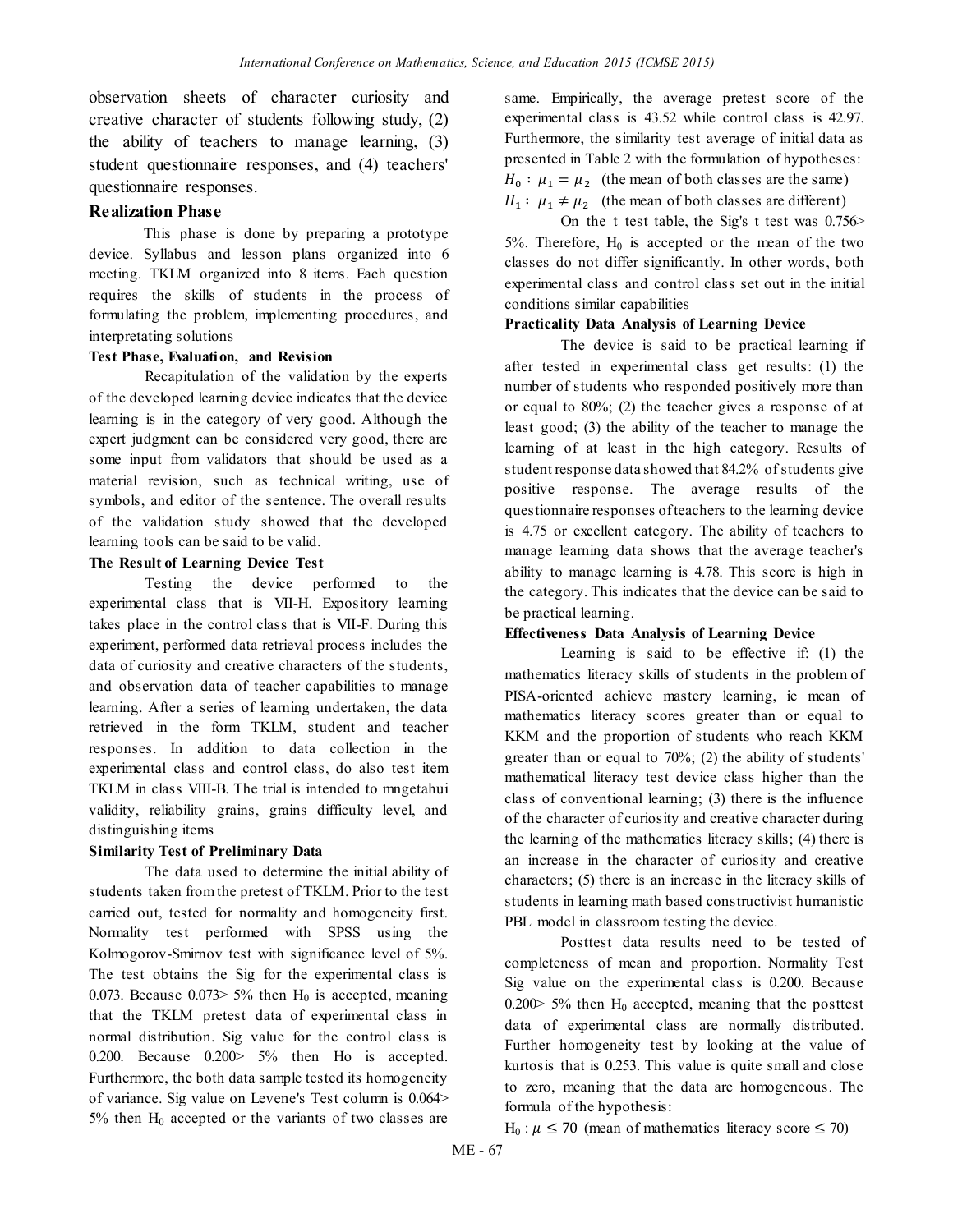observation sheets of character curiosity and creative character of students following study, (2) the ability of teachers to manage learning, (3) student questionnaire responses, and (4) teachers' questionnaire responses.

## Realization Phase

This phase is done by preparing a prototype device. Syllabus and lesson plans organized into 6 meeting. TKLM organized into 8 items. Each question requires the skills of students in the process of formulating the problem, implementing procedures, and interpretating solutions

**Test Phase, Evaluation, and Revision**

Recapitulation of the validation by the experts of the developed learning device indicates that the device learning is in the category of very good. Although the expert judgment can be considered very good, there are some input from validators that should be used as a material revision, such as technical writing, use of symbols, and editor of the sentence. The overall results of the validation study showed that the developed learning tools can be said to be valid.

**The Result of Learning Device Test**

Testing the device performed to the experimental class that is VII-H. Expository learning takes place in the control class that is VII-F. During this experiment, performed data retrieval process includes the data of curiosity and creative characters of the students, and observation data of teacher capabilities to manage learning. After a series of learning undertaken, the data retrieved in the form TKLM, student and teacher responses. In addition to data collection in the experimental class and control class, do also test item TKLM in class VIII-B. The trial is intended to mngetahui validity, reliability grains, grains difficulty level, and distinguishing items

**Similarity Test of Preliminary Data**

The data used to determine the initial ability of students taken from the pretest of TKLM. Prior to the test carried out, tested for normality and homogeneity first. Normality test performed with SPSS using the Kolmogorov-Smirnov test with significance level of 5%. The test obtains the Sig for the experimental class is 0.073. Because 0.073> 5% then $H_0$ is accepted, meaning that the TKLM pretest data of experimental class in normal distribution. Sig value for the control class is 0.200. Because 0.200> 5% then Ho is accepted. Furthermore, the both data sample tested its homogeneity of variance. Sig value on Levene's Test column is 0.064> 5% then $H_0$ accepted or the variants of two classes are same. Empirically, the average pretest score of the experimental class is 43.52 while control class is 42.97. Furthermore, the similarity test average of initial data as presented in Table 2 with the formulation of hypotheses:

$H_0 : \mu_1 = \mu_2$ (the mean of both classes are the same)

$H_1 : \mu_1 \neq \mu_2$ (the mean of both classes are different)

On the t test table, the Sig's t test was 0.756> 5%. Therefore, $H_0$ is accepted or the mean of the two classes do not differ significantly. In other words, both experimental class and control class set out in the initial conditions similar capabilities

**Practicality Data Analysis of Learning Device**

The device is said to be practical learning if after tested in experimental class get results: (1) the number of students who responded positively more than or equal to 80%; (2) the teacher gives a response of at least good; (3) the ability of the teacher to manage the learning of at least in the high category. Results of student response data showed that 84.2% of students give positive response. The average results of the questionnaire responses of teachers to the learning device is 4.75 or excellent category. The ability of teachers to manage learning data shows that the average teacher's ability to manage learning is 4.78. This score is high in the category. This indicates that the device can be said to be practical learning.

**Effectiveness Data Analysis of Learning Device**

Learning is said to be effective if: (1) the mathematics literacy skills of students in the problem of PISA-oriented achieve mastery learning, ie mean of mathematics literacy scores greater than or equal to KKM and the proportion of students who reach KKM greater than or equal to 70%; (2) the ability of students' mathematical literacy test device class higher than the class of conventional learning; (3) there is the influence of the character of curiosity and creative character during the learning of the mathematics literacy skills; (4) there is an increase in the character of curiosity and creative characters; (5) there is an increase in the literacy skills of students in learning math based constructivist humanistic PBL model in classroom testing the device.

Posttest data results need to be tested of completeness of mean and proportion. Normality Test Sig value on the experimental class is 0.200. Because 0.200> 5% then $H_0$ accepted, meaning that the posttest data of experimental class are normally distributed. Further homogeneity test by looking at the value of kurtosis that is 0.253. This value is quite small and close to zero, meaning that the data are homogeneous. The formula of the hypothesis:

$H_0 : \mu \leq 70$ (mean of mathematics literacy score $\leq 70$)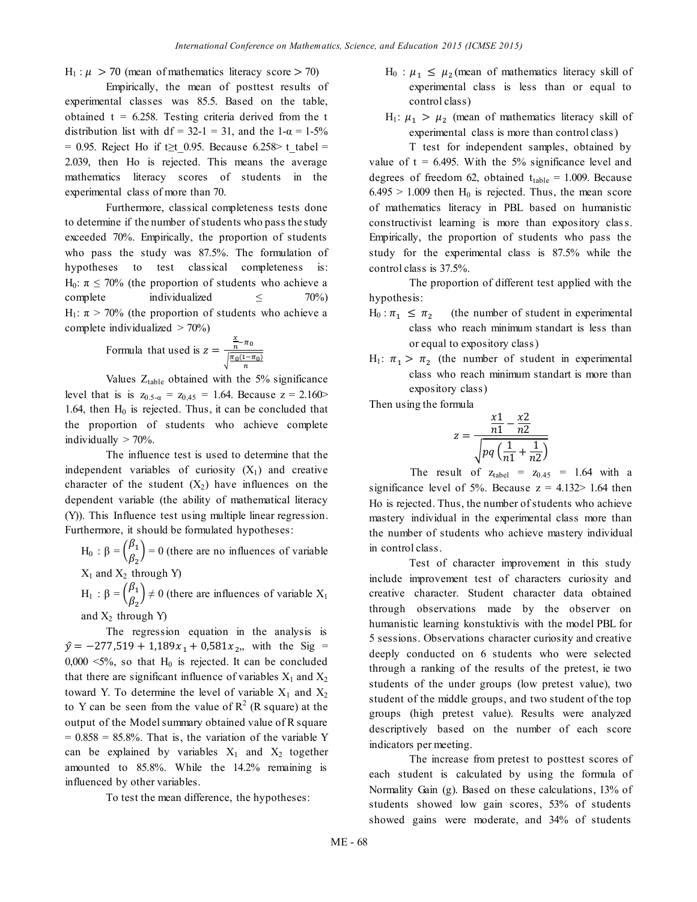$H_1 : \mu > 70$ (mean of mathematics literacy score > 70)

Empirically, the mean of posttest results of experimental classes was 85.5. Based on the table, obtained t = 6.258. Testing criteria derived from the t distribution list with df = 32-1 = 31, and the 1-α = 1-5% = 0.95. Reject Ho if t≥t_0.95. Because 6.258> t_tabel = 2.039, then Ho is rejected. This means the average mathematics literacy scores of students in the experimental class of more than 70.

Furthermore, classical completeness tests done to determine if the number of students who pass the study exceeded 70%. Empirically, the proportion of students who pass the study was 87.5%. The formulation of hypotheses to test classical completeness is:
$H_0$: $\pi \leq 70\%$ (the proportion of students who achieve a complete individualized ≤ 70%)
$H_1$: $\pi > 70\%$ (the proportion of students who achieve a complete individualized > 70%)

Formula that used is $z = \frac{\frac{x}{n} - \pi_0}{\sqrt{\frac{\pi_0(1-\pi_0)}{n}}}$

Values $Z_{table}$ obtained with the 5% significance level that is is $z_{0.5-\alpha} = z_{0,45} = 1.64$. Because z = 2.160> 1.64, then $H_0$ is rejected. Thus, it can be concluded that the proportion of students who achieve complete individually > 70%.

The influence test is used to determine that the independent variables of curiosity ($X_1$) and creative character of the student ($X_2$) have influences on the dependent variable (the ability of mathematical literacy (Y)). This Influence test using multiple linear regression. Furthermore, it should be formulated hypotheses:

$H_0$ : $\beta = \begin{pmatrix} \beta_1 \\ \beta_2 \end{pmatrix} = 0$ (there are no influences of variable $X_1$ and $X_2$ through Y)

$H_1$ : $\beta = \begin{pmatrix} \beta_1 \\ \beta_2 \end{pmatrix} \neq 0$ (there are influences of variable $X_1$ and $X_2$ through Y)

The regression equation in the analysis is $\hat{y} = -277{,}519 + 1{,}189x_1 + 0{,}581x_2$,, with the Sig = 0,000 <5%, so that $H_0$ is rejected. It can be concluded that there are significant influence of variables $X_1$ and $X_2$ toward Y. To determine the level of variable $X_1$ and $X_2$ to Y can be seen from the value of $R^2$ (R square) at the output of the Model summary obtained value of R square = 0.858 = 85.8%. That is, the variation of the variable Y can be explained by variables $X_1$ and $X_2$ together amounted to 85.8%. While the 14.2% remaining is influenced by other variables.

To test the mean difference, the hypotheses:

$H_0$ : $\mu_1 \leq \mu_2$ (mean of mathematics literacy skill of experimental class is less than or equal to control class)

$H_1$: $\mu_1 > \mu_2$ (mean of mathematics literacy skill of experimental class is more than control class)

T test for independent samples, obtained by value of t = 6.495. With the 5% significance level and degrees of freedom 62, obtained $t_{table}$ = 1.009. Because 6.495 > 1.009 then $H_0$ is rejected. Thus, the mean score of mathematics literacy in PBL based on humanistic constructivist learning is more than expository class. Empirically, the proportion of students who pass the study for the experimental class is 87.5% while the control class is 37.5%.

The proportion of different test applied with the hypothesis:

$H_0$ : $\pi_1 \leq \pi_2$ (the number of student in experimental class who reach minimum standart is less than or equal to expository class)

$H_1$: $\pi_1 > \pi_2$ (the number of student in experimental class who reach minimum standart is more than expository class)

Then using the formula

$$z = \frac{\frac{x1}{n1} - \frac{x2}{n2}}{\sqrt{pq\left(\frac{1}{n1} + \frac{1}{n2}\right)}}$$

The result of $z_{tabel} = z_{0.45} = 1.64$ with a significance level of 5%. Because z = 4.132> 1.64 then Ho is rejected. Thus, the number of students who achieve mastery individual in the experimental class more than the number of students who achieve mastery individual in control class.

Test of character improvement in this study include improvement test of characters curiosity and creative character. Student character data obtained through observations made by the observer on humanistic learning konstuktivis with the model PBL for 5 sessions. Observations character curiosity and creative deeply conducted on 6 students who were selected through a ranking of the results of the pretest, ie two students of the under groups (low pretest value), two student of the middle groups, and two student of the top groups (high pretest value). Results were analyzed descriptively based on the number of each score indicators per meeting.

The increase from pretest to posttest scores of each student is calculated by using the formula of Normality Gain (g). Based on these calculations, 13% of students showed low gain scores, 53% of students showed gains were moderate, and 34% of students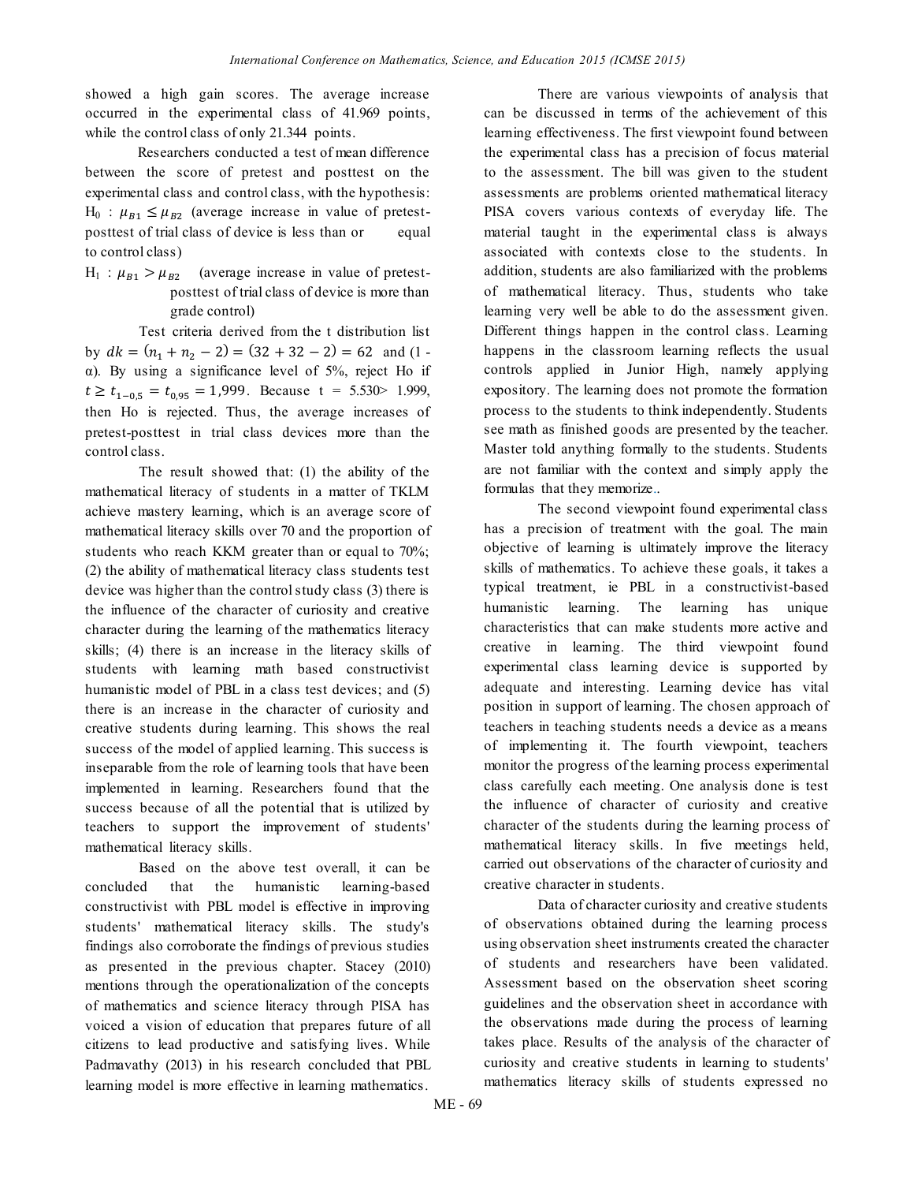showed a high gain scores. The average increase occurred in the experimental class of 41.969 points, while the control class of only 21.344 points.

Researchers conducted a test of mean difference between the score of pretest and posttest on the experimental class and control class, with the hypothesis:

$H_0$ : $\mu_{B1} \leq \mu_{B2}$ (average increase in value of pretest-posttest of trial class of device is less than or equal to control class)

$H_1$ : $\mu_{B1} > \mu_{B2}$ (average increase in value of pretest-posttest of trial class of device is more than grade control)

Test criteria derived from the t distribution list by $dk = (n_1 + n_2 - 2) = (32 + 32 - 2) = 62$ and (1 - α). By using a significance level of 5%, reject Ho if $t \geq t_{1-0,5} = t_{0,95} = 1{,}999$. Because t = 5.530> 1.999, then Ho is rejected. Thus, the average increases of pretest-posttest in trial class devices more than the control class.

The result showed that: (1) the ability of the mathematical literacy of students in a matter of TKLM achieve mastery learning, which is an average score of mathematical literacy skills over 70 and the proportion of students who reach KKM greater than or equal to 70%; (2) the ability of mathematical literacy class students test device was higher than the control study class (3) there is the influence of the character of curiosity and creative character during the learning of the mathematics literacy skills; (4) there is an increase in the literacy skills of students with learning math based constructivist humanistic model of PBL in a class test devices; and (5) there is an increase in the character of curiosity and creative students during learning. This shows the real success of the model of applied learning. This success is inseparable from the role of learning tools that have been implemented in learning. Researchers found that the success because of all the potential that is utilized by teachers to support the improvement of students' mathematical literacy skills.

Based on the above test overall, it can be concluded that the humanistic learning-based constructivist with PBL model is effective in improving students' mathematical literacy skills. The study's findings also corroborate the findings of previous studies as presented in the previous chapter. Stacey (2010) mentions through the operationalization of the concepts of mathematics and science literacy through PISA has voiced a vision of education that prepares future of all citizens to lead productive and satisfying lives. While Padmavathy (2013) in his research concluded that PBL learning model is more effective in learning mathematics.

There are various viewpoints of analysis that can be discussed in terms of the achievement of this learning effectiveness. The first viewpoint found between the experimental class has a precision of focus material to the assessment. The bill was given to the student assessments are problems oriented mathematical literacy PISA covers various contexts of everyday life. The material taught in the experimental class is always associated with contexts close to the students. In addition, students are also familiarized with the problems of mathematical literacy. Thus, students who take learning very well be able to do the assessment given. Different things happen in the control class. Learning happens in the classroom learning reflects the usual controls applied in Junior High, namely applying expository. The learning does not promote the formation process to the students to think independently. Students see math as finished goods are presented by the teacher. Master told anything formally to the students. Students are not familiar with the context and simply apply the formulas that they memorize..

The second viewpoint found experimental class has a precision of treatment with the goal. The main objective of learning is ultimately improve the literacy skills of mathematics. To achieve these goals, it takes a typical treatment, ie PBL in a constructivist-based humanistic learning. The learning has unique characteristics that can make students more active and creative in learning. The third viewpoint found experimental class learning device is supported by adequate and interesting. Learning device has vital position in support of learning. The chosen approach of teachers in teaching students needs a device as a means of implementing it. The fourth viewpoint, teachers monitor the progress of the learning process experimental class carefully each meeting. One analysis done is test the influence of character of curiosity and creative character of the students during the learning process of mathematical literacy skills. In five meetings held, carried out observations of the character of curiosity and creative character in students.

Data of character curiosity and creative students of observations obtained during the learning process using observation sheet instruments created the character of students and researchers have been validated. Assessment based on the observation sheet scoring guidelines and the observation sheet in accordance with the observations made during the process of learning takes place. Results of the analysis of the character of curiosity and creative students in learning to students' mathematics literacy skills of students expressed no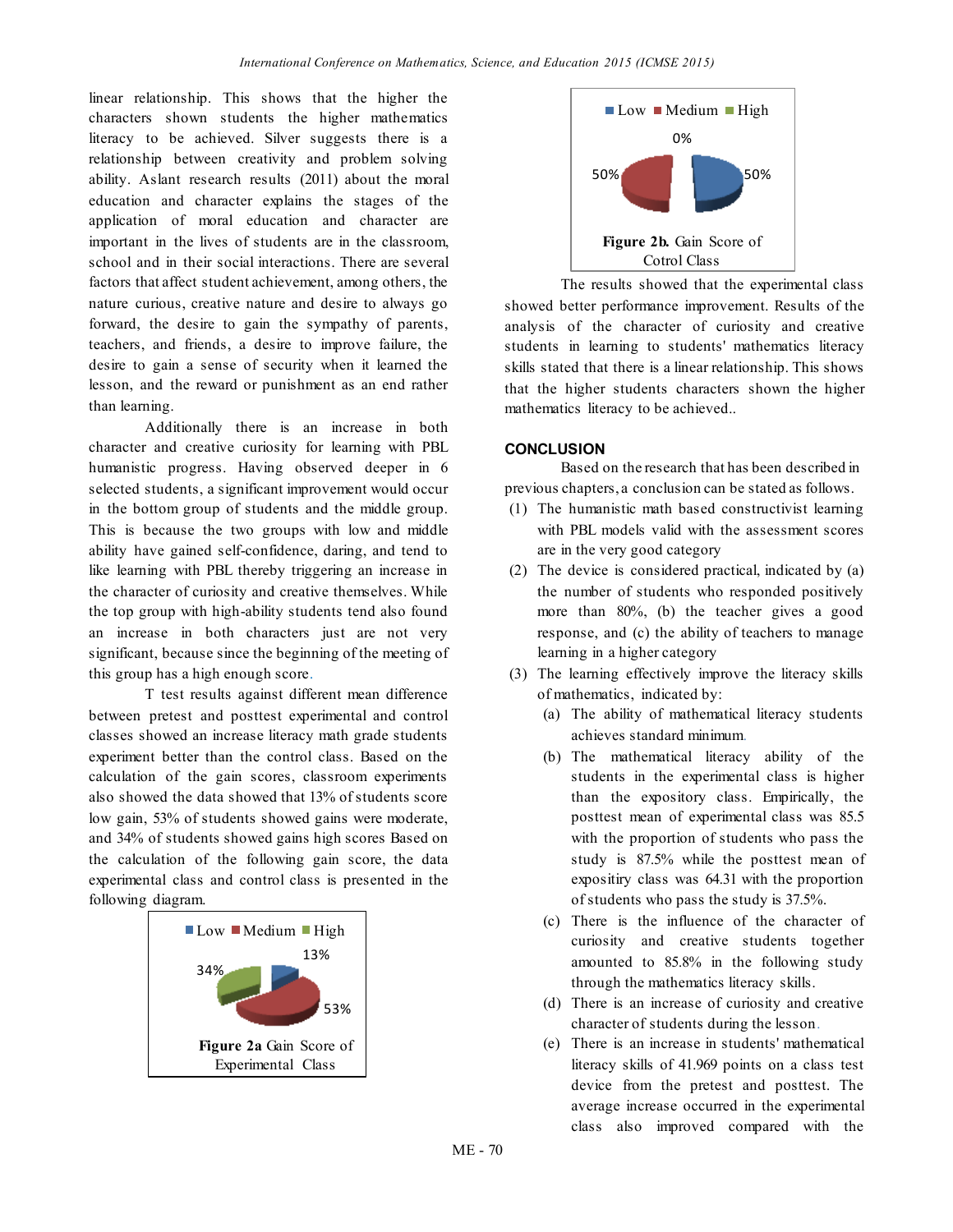linear relationship. This shows that the higher the characters shown students the higher mathematics literacy to be achieved. Silver suggests there is a relationship between creativity and problem solving ability. Aslant research results (2011) about the moral education and character explains the stages of the application of moral education and character are important in the lives of students are in the classroom, school and in their social interactions. There are several factors that affect student achievement, among others, the nature curious, creative nature and desire to always go forward, the desire to gain the sympathy of parents, teachers, and friends, a desire to improve failure, the desire to gain a sense of security when it learned the lesson, and the reward or punishment as an end rather than learning.

Additionally there is an increase in both character and creative curiosity for learning with PBL humanistic progress. Having observed deeper in 6 selected students, a significant improvement would occur in the bottom group of students and the middle group. This is because the two groups with low and middle ability have gained self-confidence, daring, and tend to like learning with PBL thereby triggering an increase in the character of curiosity and creative themselves. While the top group with high-ability students tend also found an increase in both characters just are not very significant, because since the beginning of the meeting of this group has a high enough score.

T test results against different mean difference between pretest and posttest experimental and control classes showed an increase literacy math grade students experiment better than the control class. Based on the calculation of the gain scores, classroom experiments also showed the data showed that 13% of students score low gain, 53% of students showed gains were moderate, and 34% of students showed gains high scores Based on the calculation of the following gain score, the data experimental class and control class is presented in the following diagram.

Low Medium High

13%, 53%, 34%

**Figure 2a** Gain Score of Experimental Class

Low Medium High

0%, 50%, 50%

**Figure 2b.** Gain Score of Cotrol Class

The results showed that the experimental class showed better performance improvement. Results of the analysis of the character of curiosity and creative students in learning to students' mathematics literacy skills stated that there is a linear relationship. This shows that the higher students characters shown the higher mathematics literacy to be achieved..

## CONCLUSION

Based on the research that has been described in previous chapters, a conclusion can be stated as follows.

(1) The humanistic math based constructivist learning with PBL models valid with the assessment scores are in the very good category
(2) The device is considered practical, indicated by (a) the number of students who responded positively more than 80%, (b) the teacher gives a good response, and (c) the ability of teachers to manage learning in a higher category
(3) The learning effectively improve the literacy skills of mathematics, indicated by:
   (a) The ability of mathematical literacy students achieves standard minimum.
   (b) The mathematical literacy ability of the students in the experimental class is higher than the expository class. Empirically, the posttest mean of experimental class was 85.5 with the proportion of students who pass the study is 87.5% while the posttest mean of expositiry class was 64.31 with the proportion of students who pass the study is 37.5%.
   (c) There is the influence of the character of curiosity and creative students together amounted to 85.8% in the following study through the mathematics literacy skills.
   (d) There is an increase of curiosity and creative character of students during the lesson.
   (e) There is an increase in students' mathematical literacy skills of 41.969 points on a class test device from the pretest and posttest. The average increase occurred in the experimental class also improved compared with the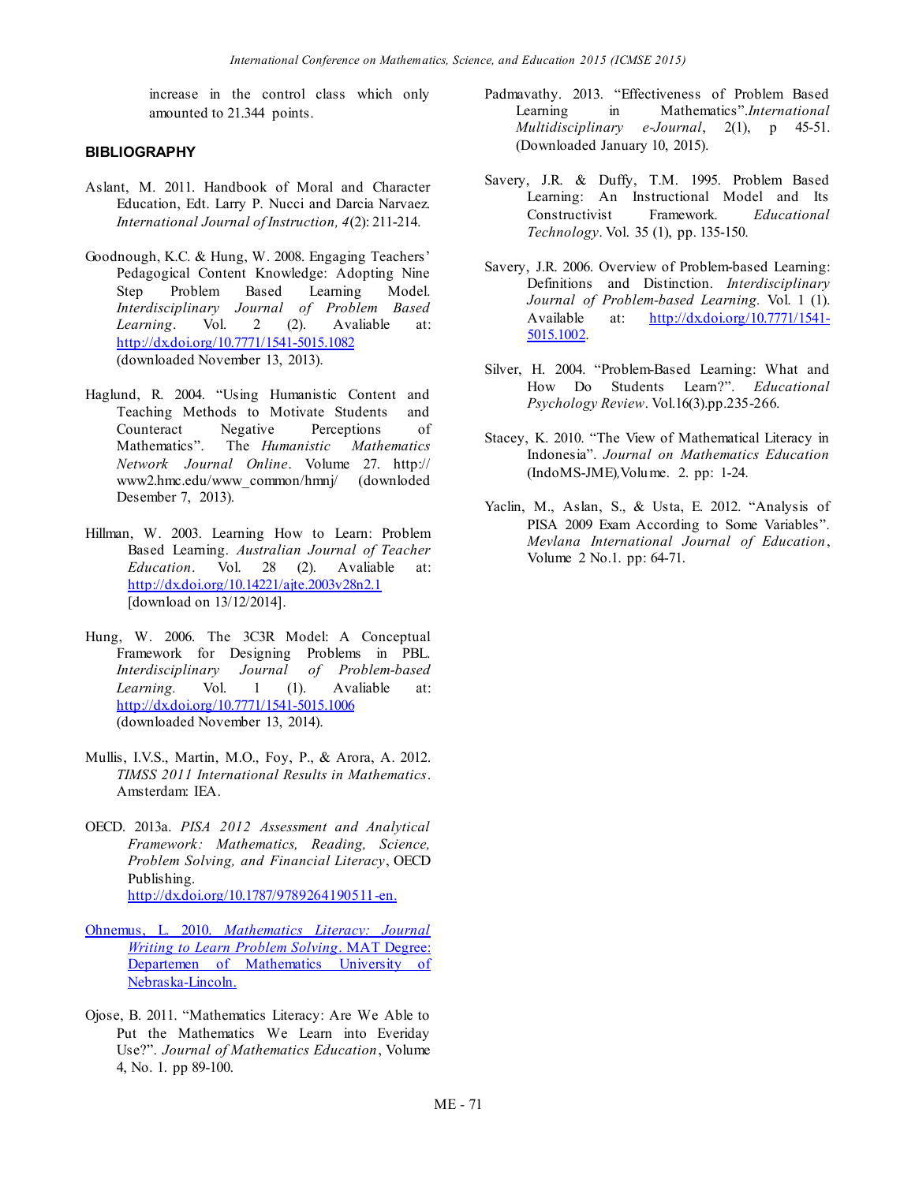increase in the control class which only amounted to 21.344 points.

## BIBLIOGRAPHY

Aslant, M. 2011. Handbook of Moral and Character Education, Edt. Larry P. Nucci and Darcia Narvaez. *International Journal of Instruction, 4*(2): 211-214.

Goodnough, K.C. & Hung, W. 2008. Engaging Teachers' Pedagogical Content Knowledge: Adopting Nine Step Problem Based Learning Model. *Interdisciplinary Journal of Problem Based Learning*. Vol. 2 (2). Avaliable at: http://dx.doi.org/10.7771/1541-5015.1082 (downloaded November 13, 2013).

Haglund, R. 2004. "Using Humanistic Content and Teaching Methods to Motivate Students and Counteract Negative Perceptions of Mathematics". The *Humanistic Mathematics Network Journal Online*. Volume 27. http:// www2.hmc.edu/www_common/hmnj/ (downloded Desember 7, 2013).

Hillman, W. 2003. Learning How to Learn: Problem Based Learning. *Australian Journal of Teacher Education*. Vol. 28 (2). Avaliable at: http://dx.doi.org/10.14221/ajte.2003v28n2.1 [download on 13/12/2014].

Hung, W. 2006. The 3C3R Model: A Conceptual Framework for Designing Problems in PBL. *Interdisciplinary Journal of Problem-based Learning.* Vol. 1 (1). Avaliable at: http://dx.doi.org/10.7771/1541-5015.1006 (downloaded November 13, 2014).

Mullis, I.V.S., Martin, M.O., Foy, P., & Arora, A. 2012. *TIMSS 2011 International Results in Mathematics*. Amsterdam: IEA.

OECD. 2013a. *PISA 2012 Assessment and Analytical Framework: Mathematics, Reading, Science, Problem Solving, and Financial Literacy*, OECD Publishing. http://dx.doi.org/10.1787/9789264190511-en.

Ohnemus, L. 2010. *Mathematics Literacy: Journal Writing to Learn Problem Solving*. MAT Degree: Departemen of Mathematics University of Nebraska-Lincoln.

Ojose, B. 2011. "Mathematics Literacy: Are We Able to Put the Mathematics We Learn into Everiday Use?". *Journal of Mathematics Education*, Volume 4, No. 1. pp 89-100.

Padmavathy. 2013. "Effectiveness of Problem Based Learning in Mathematics".*International Multidisciplinary e-Journal*, 2(1), p 45-51. (Downloaded January 10, 2015).

Savery, J.R. & Duffy, T.M. 1995. Problem Based Learning: An Instructional Model and Its Constructivist Framework. *Educational Technology*. Vol. 35 (1), pp. 135-150.

Savery, J.R. 2006. Overview of Problem-based Learning: Definitions and Distinction. *Interdisciplinary Journal of Problem-based Learning.* Vol. 1 (1). Available at: http://dx.doi.org/10.7771/1541-5015.1002.

Silver, H. 2004. "Problem-Based Learning: What and How Do Students Learn?". *Educational Psychology Review*. Vol.16(3).pp.235-266.

Stacey, K. 2010. "The View of Mathematical Literacy in Indonesia". *Journal on Mathematics Education* (IndoMS-JME),Volume. 2. pp: 1-24.

Yaclin, M., Aslan, S., & Usta, E. 2012. "Analysis of PISA 2009 Exam According to Some Variables". *Mevlana International Journal of Education*, Volume 2 No.1. pp: 64-71.